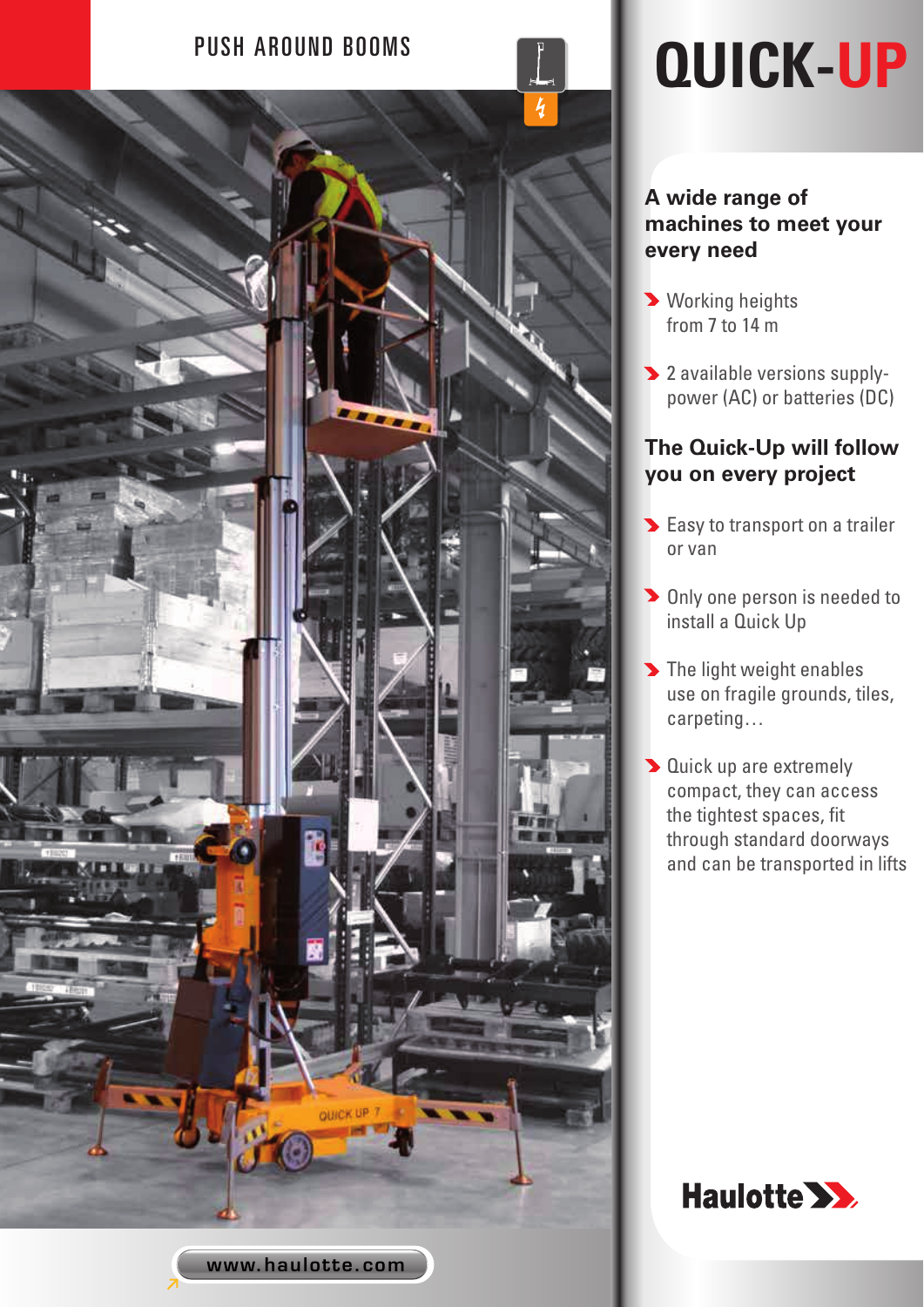PUSH AROUND BOOMS

# QUICK-UP

## A wide range of machines to meet your every need

- Working heights from 7 to 14 m
- 2 available versions supply-power (AC) or batteries (DC)

## The Quick-Up will follow you on every project

- Easy to transport on a trailer or van
- Only one person is needed to install a Quick Up
- The light weight enables use on fragile grounds, tiles, carpeting…
- Quick up are extremely compact, they can access the tightest spaces, fit through standard doorways and can be transported in lifts

Haulotte

www.haulotte.com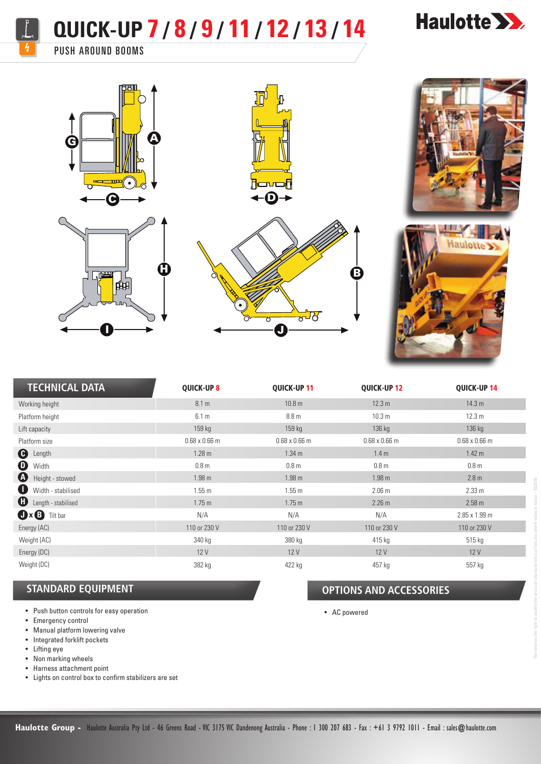# QUICK-UP 7 / 8 / 9 / 11 / 12 / 13 / 14

PUSH AROUND BOOMS

| TECHNICAL DATA | QUICK-UP 8 | QUICK-UP 11 | QUICK-UP 12 | QUICK-UP 14 |
|---|---|---|---|---|
| Working height | 8.1 m | 10.8 m | 12.3 m | 14.3 m |
| Platform height | 6.1 m | 8.8 m | 10.3 m | 12.3 m |
| Lift capacity | 159 kg | 159 kg | 136 kg | 136 kg |
| Platform size | 0.68 x 0.66 m | 0.68 x 0.66 m | 0.68 x 0.66 m | 0.68 x 0.66 m |
| C Length | 1.28 m | 1.34 m | 1.4 m | 1.42 m |
| D Width | 0.8 m | 0.8 m | 0.8 m | 0.8 m |
| A Height - stowed | 1.98 m | 1.98 m | 1.98 m | 2.8 m |
| I Width - stabilised | 1.55 m | 1.55 m | 2.06 m | 2.33 m |
| H Length - stabilised | 1.75 m | 1.75 m | 2.26 m | 2.58 m |
| J x B Tilt bar | N/A | N/A | N/A | 2.85 x 1.99 m |
| Energy (AC) | 110 or 230 V | 110 or 230 V | 110 or 230 V | 110 or 230 V |
| Weight (AC) | 340 kg | 380 kg | 415 kg | 515 kg |
| Energy (DC) | 12 V | 12 V | 12 V | 12 V |
| Weight (DC) | 382 kg | 422 kg | 457 kg | 557 kg |

## STANDARD EQUIPMENT

- Push button controls for easy operation
- Emergency control
- Manual platform lowering valve
- Integrated forklift pockets
- Lifting eye
- Non marking wheels
- Harness attachment point
- Lights on control box to confirm stabilizers are set

## OPTIONS AND ACCESSORIES

- AC powered

We reserve the right to modify the technical characteristics of this document without notice - 10/2016

**Haulotte Group -** Haulotte Australia Pty Ltd - 46 Greens Road - VIC 3175 VIC Dandenong Australia - Phone : 1 300 207 683 - Fax : +61 3 9792 1011 - Email : sales@haulotte.com